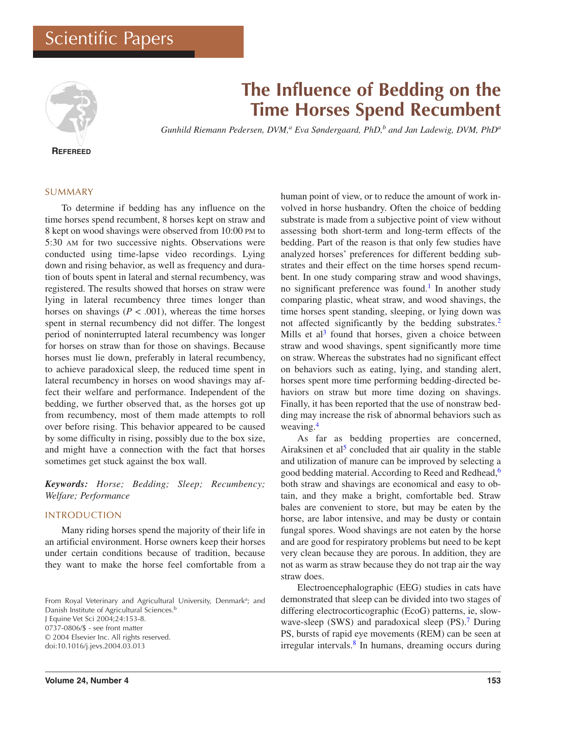Scientific Papers

REFEREED

# The Influence of Bedding on the Time Horses Spend Recumbent

*Gunhild Riemann Pedersen, DVM,[a] Eva Søndergaard, PhD,[b] and Jan Ladewig, DVM, PhD[a]*

## SUMMARY

To determine if bedding has any influence on the time horses spend recumbent, 8 horses kept on straw and 8 kept on wood shavings were observed from 10:00 PM to 5:30 AM for two successive nights. Observations were conducted using time-lapse video recordings. Lying down and rising behavior, as well as frequency and duration of bouts spent in lateral and sternal recumbency, was registered. The results showed that horses on straw were lying in lateral recumbency three times longer than horses on shavings ($P < .001$), whereas the time horses spent in sternal recumbency did not differ. The longest period of noninterrupted lateral recumbency was longer for horses on straw than for those on shavings. Because horses must lie down, preferably in lateral recumbency, to achieve paradoxical sleep, the reduced time spent in lateral recumbency in horses on wood shavings may affect their welfare and performance. Independent of the bedding, we further observed that, as the horses got up from recumbency, most of them made attempts to roll over before rising. This behavior appeared to be caused by some difficulty in rising, possibly due to the box size, and might have a connection with the fact that horses sometimes get stuck against the box wall.

***Keywords:*** *Horse; Bedding; Sleep; Recumbency; Welfare; Performance*

## INTRODUCTION

Many riding horses spend the majority of their life in an artificial environment. Horse owners keep their horses under certain conditions because of tradition, because they want to make the horse feel comfortable from a human point of view, or to reduce the amount of work involved in horse husbandry. Often the choice of bedding substrate is made from a subjective point of view without assessing both short-term and long-term effects of the bedding. Part of the reason is that only few studies have analyzed horses' preferences for different bedding substrates and their effect on the time horses spend recumbent. In one study comparing straw and wood shavings, no significant preference was found.[1] In another study comparing plastic, wheat straw, and wood shavings, the time horses spent standing, sleeping, or lying down was not affected significantly by the bedding substrates.[2] Mills et al[3] found that horses, given a choice between straw and wood shavings, spent significantly more time on straw. Whereas the substrates had no significant effect on behaviors such as eating, lying, and standing alert, horses spent more time performing bedding-directed behaviors on straw but more time dozing on shavings. Finally, it has been reported that the use of nonstraw bedding may increase the risk of abnormal behaviors such as weaving.[4]

As far as bedding properties are concerned, Airaksinen et al[5] concluded that air quality in the stable and utilization of manure can be improved by selecting a good bedding material. According to Reed and Redhead,[6] both straw and shavings are economical and easy to obtain, and they make a bright, comfortable bed. Straw bales are convenient to store, but may be eaten by the horse, are labor intensive, and may be dusty or contain fungal spores. Wood shavings are not eaten by the horse and are good for respiratory problems but need to be kept very clean because they are porous. In addition, they are not as warm as straw because they do not trap air the way straw does.

Electroencephalographic (EEG) studies in cats have demonstrated that sleep can be divided into two stages of differing electrocorticographic (EcoG) patterns, ie, slow-wave-sleep (SWS) and paradoxical sleep (PS).[7] During PS, bursts of rapid eye movements (REM) can be seen at irregular intervals.[8] In humans, dreaming occurs during

From Royal Veterinary and Agricultural University, Denmark[a]; and Danish Institute of Agricultural Sciences.[b]
J Equine Vet Sci 2004;24:153-8.
0737-0806/$ - see front matter
© 2004 Elsevier Inc. All rights reserved.
doi:10.1016/j.jevs.2004.03.013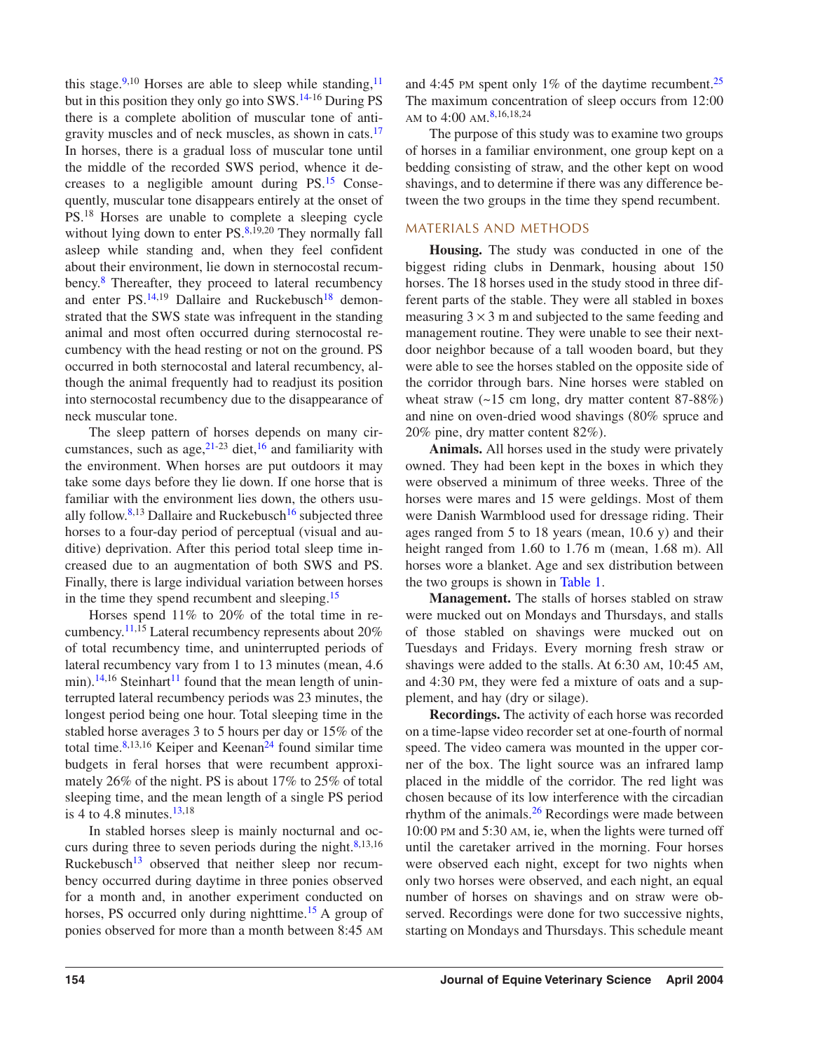this stage.[9,10] Horses are able to sleep while standing,[11] but in this position they only go into SWS.[14-16] During PS there is a complete abolition of muscular tone of antigravity muscles and of neck muscles, as shown in cats.[17] In horses, there is a gradual loss of muscular tone until the middle of the recorded SWS period, whence it decreases to a negligible amount during PS.[15] Consequently, muscular tone disappears entirely at the onset of PS.[18] Horses are unable to complete a sleeping cycle without lying down to enter PS.[8,19,20] They normally fall asleep while standing and, when they feel confident about their environment, lie down in sternocostal recumbency.[8] Thereafter, they proceed to lateral recumbency and enter PS.[14,19] Dallaire and Ruckebusch[18] demonstrated that the SWS state was infrequent in the standing animal and most often occurred during sternocostal recumbency with the head resting or not on the ground. PS occurred in both sternocostal and lateral recumbency, although the animal frequently had to readjust its position into sternocostal recumbency due to the disappearance of neck muscular tone.

The sleep pattern of horses depends on many circumstances, such as age,[21-23] diet,[16] and familiarity with the environment. When horses are put outdoors it may take some days before they lie down. If one horse that is familiar with the environment lies down, the others usually follow.[8,13] Dallaire and Ruckebusch[16] subjected three horses to a four-day period of perceptual (visual and auditive) deprivation. After this period total sleep time increased due to an augmentation of both SWS and PS. Finally, there is large individual variation between horses in the time they spend recumbent and sleeping.[15]

Horses spend 11% to 20% of the total time in recumbency.[11,15] Lateral recumbency represents about 20% of total recumbency time, and uninterrupted periods of lateral recumbency vary from 1 to 13 minutes (mean, 4.6 min).[14,16] Steinhart[11] found that the mean length of uninterrupted lateral recumbency periods was 23 minutes, the longest period being one hour. Total sleeping time in the stabled horse averages 3 to 5 hours per day or 15% of the total time.[8,13,16] Keiper and Keenan[24] found similar time budgets in feral horses that were recumbent approximately 26% of the night. PS is about 17% to 25% of total sleeping time, and the mean length of a single PS period is 4 to 4.8 minutes.[13,18]

In stabled horses sleep is mainly nocturnal and occurs during three to seven periods during the night.[8,13,16] Ruckebusch[13] observed that neither sleep nor recumbency occurred during daytime in three ponies observed for a month and, in another experiment conducted on horses, PS occurred only during nighttime.[15] A group of ponies observed for more than a month between 8:45 AM and 4:45 PM spent only 1% of the daytime recumbent.[25] The maximum concentration of sleep occurs from 12:00 AM to 4:00 AM.[8,16,18,24]

The purpose of this study was to examine two groups of horses in a familiar environment, one group kept on a bedding consisting of straw, and the other kept on wood shavings, and to determine if there was any difference between the two groups in the time they spend recumbent.

## MATERIALS AND METHODS

**Housing.** The study was conducted in one of the biggest riding clubs in Denmark, housing about 150 horses. The 18 horses used in the study stood in three different parts of the stable. They were all stabled in boxes measuring $3 \times 3$ m and subjected to the same feeding and management routine. They were unable to see their next-door neighbor because of a tall wooden board, but they were able to see the horses stabled on the opposite side of the corridor through bars. Nine horses were stabled on wheat straw (~15 cm long, dry matter content 87-88%) and nine on oven-dried wood shavings (80% spruce and 20% pine, dry matter content 82%).

**Animals.** All horses used in the study were privately owned. They had been kept in the boxes in which they were observed a minimum of three weeks. Three of the horses were mares and 15 were geldings. Most of them were Danish Warmblood used for dressage riding. Their ages ranged from 5 to 18 years (mean, 10.6 y) and their height ranged from 1.60 to 1.76 m (mean, 1.68 m). All horses wore a blanket. Age and sex distribution between the two groups is shown in Table 1.

**Management.** The stalls of horses stabled on straw were mucked out on Mondays and Thursdays, and stalls of those stabled on shavings were mucked out on Tuesdays and Fridays. Every morning fresh straw or shavings were added to the stalls. At 6:30 AM, 10:45 AM, and 4:30 PM, they were fed a mixture of oats and a supplement, and hay (dry or silage).

**Recordings.** The activity of each horse was recorded on a time-lapse video recorder set at one-fourth of normal speed. The video camera was mounted in the upper corner of the box. The light source was an infrared lamp placed in the middle of the corridor. The red light was chosen because of its low interference with the circadian rhythm of the animals.[26] Recordings were made between 10:00 PM and 5:30 AM, ie, when the lights were turned off until the caretaker arrived in the morning. Four horses were observed each night, except for two nights when only two horses were observed, and each night, an equal number of horses on shavings and on straw were observed. Recordings were done for two successive nights, starting on Mondays and Thursdays. This schedule meant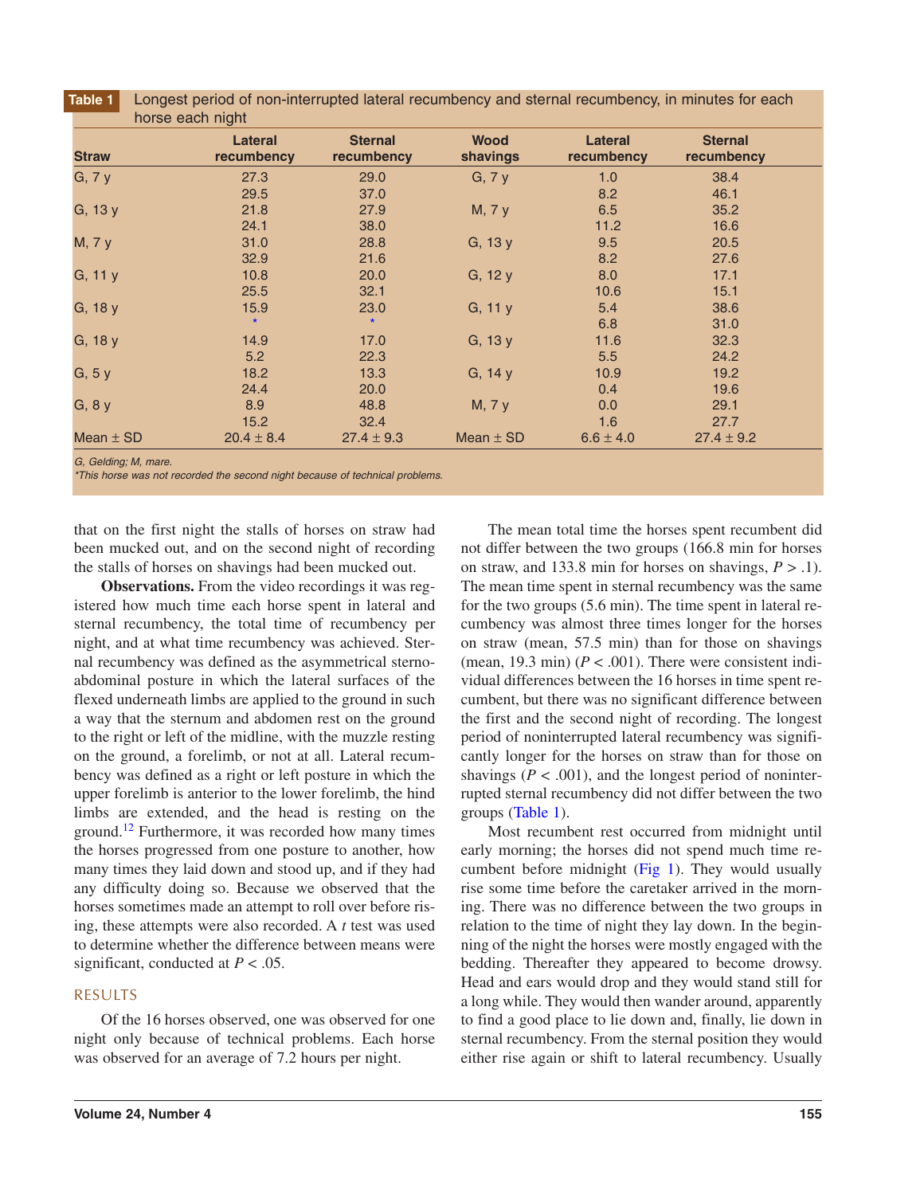**Table 1** Longest period of non-interrupted lateral recumbency and sternal recumbency, in minutes for each horse each night

| Straw | Lateral recumbency | Sternal recumbency | Wood shavings | Lateral recumbency | Sternal recumbency |
|---|---|---|---|---|---|
| G, 7 y | 27.3 | 29.0 | G, 7 y | 1.0 | 38.4 |
| | 29.5 | 37.0 | | 8.2 | 46.1 |
| G, 13 y | 21.8 | 27.9 | M, 7 y | 6.5 | 35.2 |
| | 24.1 | 38.0 | | 11.2 | 16.6 |
| M, 7 y | 31.0 | 28.8 | G, 13 y | 9.5 | 20.5 |
| | 32.9 | 21.6 | | 8.2 | 27.6 |
| G, 11 y | 10.8 | 20.0 | G, 12 y | 8.0 | 17.1 |
| | 25.5 | 32.1 | | 10.6 | 15.1 |
| G, 18 y | 15.9 | 23.0 | G, 11 y | 5.4 | 38.6 |
| | * | * | | 6.8 | 31.0 |
| G, 18 y | 14.9 | 17.0 | G, 13 y | 11.6 | 32.3 |
| | 5.2 | 22.3 | | 5.5 | 24.2 |
| G, 5 y | 18.2 | 13.3 | G, 14 y | 10.9 | 19.2 |
| | 24.4 | 20.0 | | 0.4 | 19.6 |
| G, 8 y | 8.9 | 48.8 | M, 7 y | 0.0 | 29.1 |
| | 15.2 | 32.4 | | 1.6 | 27.7 |
| Mean ± SD | 20.4 ± 8.4 | 27.4 ± 9.3 | Mean ± SD | 6.6 ± 4.0 | 27.4 ± 9.2 |

*G, Gelding; M, mare.*
*\*This horse was not recorded the second night because of technical problems.*

that on the first night the stalls of horses on straw had been mucked out, and on the second night of recording the stalls of horses on shavings had been mucked out.

**Observations.** From the video recordings it was registered how much time each horse spent in lateral and sternal recumbency, the total time of recumbency per night, and at what time recumbency was achieved. Sternal recumbency was defined as the asymmetrical sterno-abdominal posture in which the lateral surfaces of the flexed underneath limbs are applied to the ground in such a way that the sternum and abdomen rest on the ground to the right or left of the midline, with the muzzle resting on the ground, a forelimb, or not at all. Lateral recumbency was defined as a right or left posture in which the upper forelimb is anterior to the lower forelimb, the hind limbs are extended, and the head is resting on the ground.[12] Furthermore, it was recorded how many times the horses progressed from one posture to another, how many times they laid down and stood up, and if they had any difficulty doing so. Because we observed that the horses sometimes made an attempt to roll over before rising, these attempts were also recorded. A *t* test was used to determine whether the difference between means were significant, conducted at $P < .05$.

## RESULTS

Of the 16 horses observed, one was observed for one night only because of technical problems. Each horse was observed for an average of 7.2 hours per night.

The mean total time the horses spent recumbent did not differ between the two groups (166.8 min for horses on straw, and 133.8 min for horses on shavings, $P > .1$). The mean time spent in sternal recumbency was the same for the two groups (5.6 min). The time spent in lateral recumbency was almost three times longer for the horses on straw (mean, 57.5 min) than for those on shavings (mean, 19.3 min) ($P < .001$). There were consistent individual differences between the 16 horses in time spent recumbent, but there was no significant difference between the first and the second night of recording. The longest period of noninterrupted lateral recumbency was significantly longer for the horses on straw than for those on shavings ($P < .001$), and the longest period of noninterrupted sternal recumbency did not differ between the two groups (Table 1).

Most recumbent rest occurred from midnight until early morning; the horses did not spend much time recumbent before midnight (Fig 1). They would usually rise some time before the caretaker arrived in the morning. There was no difference between the two groups in relation to the time of night they lay down. In the beginning of the night the horses were mostly engaged with the bedding. Thereafter they appeared to become drowsy. Head and ears would drop and they would stand still for a long while. They would then wander around, apparently to find a good place to lie down and, finally, lie down in sternal recumbency. From the sternal position they would either rise again or shift to lateral recumbency. Usually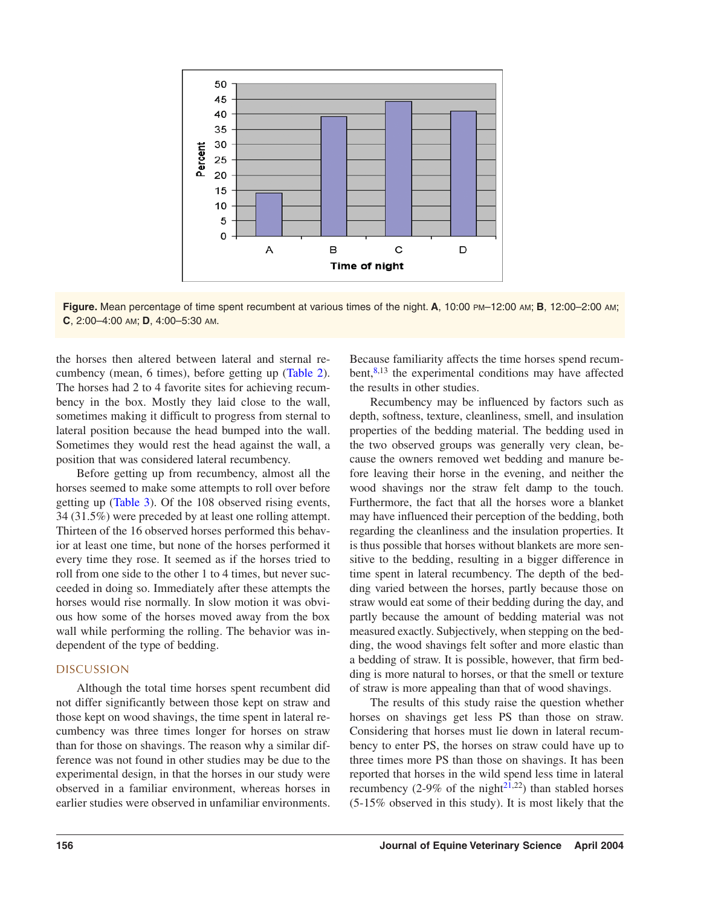50
45
40
35
30
25
20
15
10
5
0

Percent

A
B
C
D

Time of night

**Figure.** Mean percentage of time spent recumbent at various times of the night. **A**, 10:00 PM–12:00 AM; **B**, 12:00–2:00 AM; **C**, 2:00–4:00 AM; **D**, 4:00–5:30 AM.

the horses then altered between lateral and sternal recumbency (mean, 6 times), before getting up (Table 2). The horses had 2 to 4 favorite sites for achieving recumbency in the box. Mostly they laid close to the wall, sometimes making it difficult to progress from sternal to lateral position because the head bumped into the wall. Sometimes they would rest the head against the wall, a position that was considered lateral recumbency.

Before getting up from recumbency, almost all the horses seemed to make some attempts to roll over before getting up (Table 3). Of the 108 observed rising events, 34 (31.5%) were preceded by at least one rolling attempt. Thirteen of the 16 observed horses performed this behavior at least one time, but none of the horses performed it every time they rose. It seemed as if the horses tried to roll from one side to the other 1 to 4 times, but never succeeded in doing so. Immediately after these attempts the horses would rise normally. In slow motion it was obvious how some of the horses moved away from the box wall while performing the rolling. The behavior was independent of the type of bedding.

## DISCUSSION

Although the total time horses spent recumbent did not differ significantly between those kept on straw and those kept on wood shavings, the time spent in lateral recumbency was three times longer for horses on straw than for those on shavings. The reason why a similar difference was not found in other studies may be due to the experimental design, in that the horses in our study were observed in a familiar environment, whereas horses in earlier studies were observed in unfamiliar environments. Because familiarity affects the time horses spend recumbent,[8,13] the experimental conditions may have affected the results in other studies.

Recumbency may be influenced by factors such as depth, softness, texture, cleanliness, smell, and insulation properties of the bedding material. The bedding used in the two observed groups was generally very clean, because the owners removed wet bedding and manure before leaving their horse in the evening, and neither the wood shavings nor the straw felt damp to the touch. Furthermore, the fact that all the horses wore a blanket may have influenced their perception of the bedding, both regarding the cleanliness and the insulation properties. It is thus possible that horses without blankets are more sensitive to the bedding, resulting in a bigger difference in time spent in lateral recumbency. The depth of the bedding varied between the horses, partly because those on straw would eat some of their bedding during the day, and partly because the amount of bedding material was not measured exactly. Subjectively, when stepping on the bedding, the wood shavings felt softer and more elastic than a bedding of straw. It is possible, however, that firm bedding is more natural to horses, or that the smell or texture of straw is more appealing than that of wood shavings.

The results of this study raise the question whether horses on shavings get less PS than those on straw. Considering that horses must lie down in lateral recumbency to enter PS, the horses on straw could have up to three times more PS than those on shavings. It has been reported that horses in the wild spend less time in lateral recumbency (2-9% of the night[21,22]) than stabled horses (5-15% observed in this study). It is most likely that the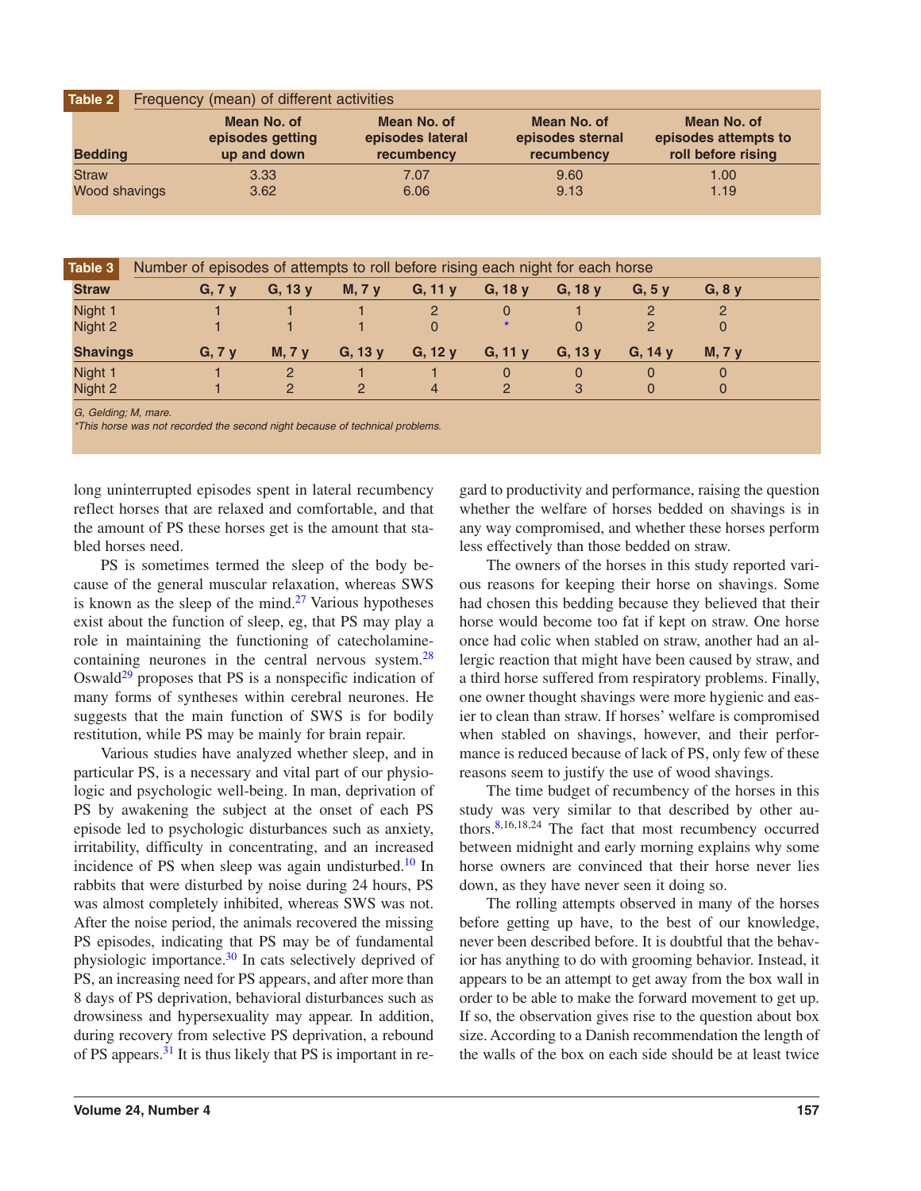**Table 2** Frequency (mean) of different activities

| Bedding | Mean No. of episodes getting up and down | Mean No. of episodes lateral recumbency | Mean No. of episodes sternal recumbency | Mean No. of episodes attempts to roll before rising |
|---|---|---|---|---|
| Straw | 3.33 | 7.07 | 9.60 | 1.00 |
| Wood shavings | 3.62 | 6.06 | 9.13 | 1.19 |

**Table 3** Number of episodes of attempts to roll before rising each night for each horse

| Straw | G, 7 y | G, 13 y | M, 7 y | G, 11 y | G, 18 y | G, 18 y | G, 5 y | G, 8 y |
|---|---|---|---|---|---|---|---|---|
| Night 1 | 1 | 1 | 1 | 2 | 0 | 1 | 2 | 2 |
| Night 2 | 1 | 1 | 1 | 0 | * | 0 | 2 | 0 |
| **Shavings** | **G, 7 y** | **M, 7 y** | **G, 13 y** | **G, 12 y** | **G, 11 y** | **G, 13 y** | **G, 14 y** | **M, 7 y** |
| Night 1 | 1 | 2 | 1 | 1 | 0 | 0 | 0 | 0 |
| Night 2 | 1 | 2 | 2 | 4 | 2 | 3 | 0 | 0 |

*G, Gelding; M, mare.*
*\*This horse was not recorded the second night because of technical problems.*

long uninterrupted episodes spent in lateral recumbency reflect horses that are relaxed and comfortable, and that the amount of PS these horses get is the amount that stabled horses need.

PS is sometimes termed the sleep of the body because of the general muscular relaxation, whereas SWS is known as the sleep of the mind.[27] Various hypotheses exist about the function of sleep, eg, that PS may play a role in maintaining the functioning of catecholamine-containing neurones in the central nervous system.[28] Oswald[29] proposes that PS is a nonspecific indication of many forms of syntheses within cerebral neurones. He suggests that the main function of SWS is for bodily restitution, while PS may be mainly for brain repair.

Various studies have analyzed whether sleep, and in particular PS, is a necessary and vital part of our physiologic and psychologic well-being. In man, deprivation of PS by awakening the subject at the onset of each PS episode led to psychologic disturbances such as anxiety, irritability, difficulty in concentrating, and an increased incidence of PS when sleep was again undisturbed.[10] In rabbits that were disturbed by noise during 24 hours, PS was almost completely inhibited, whereas SWS was not. After the noise period, the animals recovered the missing PS episodes, indicating that PS may be of fundamental physiologic importance.[30] In cats selectively deprived of PS, an increasing need for PS appears, and after more than 8 days of PS deprivation, behavioral disturbances such as drowsiness and hypersexuality may appear. In addition, during recovery from selective PS deprivation, a rebound of PS appears.[31] It is thus likely that PS is important in regard to productivity and performance, raising the question whether the welfare of horses bedded on shavings is in any way compromised, and whether these horses perform less effectively than those bedded on straw.

The owners of the horses in this study reported various reasons for keeping their horse on shavings. Some had chosen this bedding because they believed that their horse would become too fat if kept on straw. One horse once had colic when stabled on straw, another had an allergic reaction that might have been caused by straw, and a third horse suffered from respiratory problems. Finally, one owner thought shavings were more hygienic and easier to clean than straw. If horses' welfare is compromised when stabled on shavings, however, and their performance is reduced because of lack of PS, only few of these reasons seem to justify the use of wood shavings.

The time budget of recumbency of the horses in this study was very similar to that described by other authors.[8,16,18,24] The fact that most recumbency occurred between midnight and early morning explains why some horse owners are convinced that their horse never lies down, as they have never seen it doing so.

The rolling attempts observed in many of the horses before getting up have, to the best of our knowledge, never been described before. It is doubtful that the behavior has anything to do with grooming behavior. Instead, it appears to be an attempt to get away from the box wall in order to be able to make the forward movement to get up. If so, the observation gives rise to the question about box size. According to a Danish recommendation the length of the walls of the box on each side should be at least twice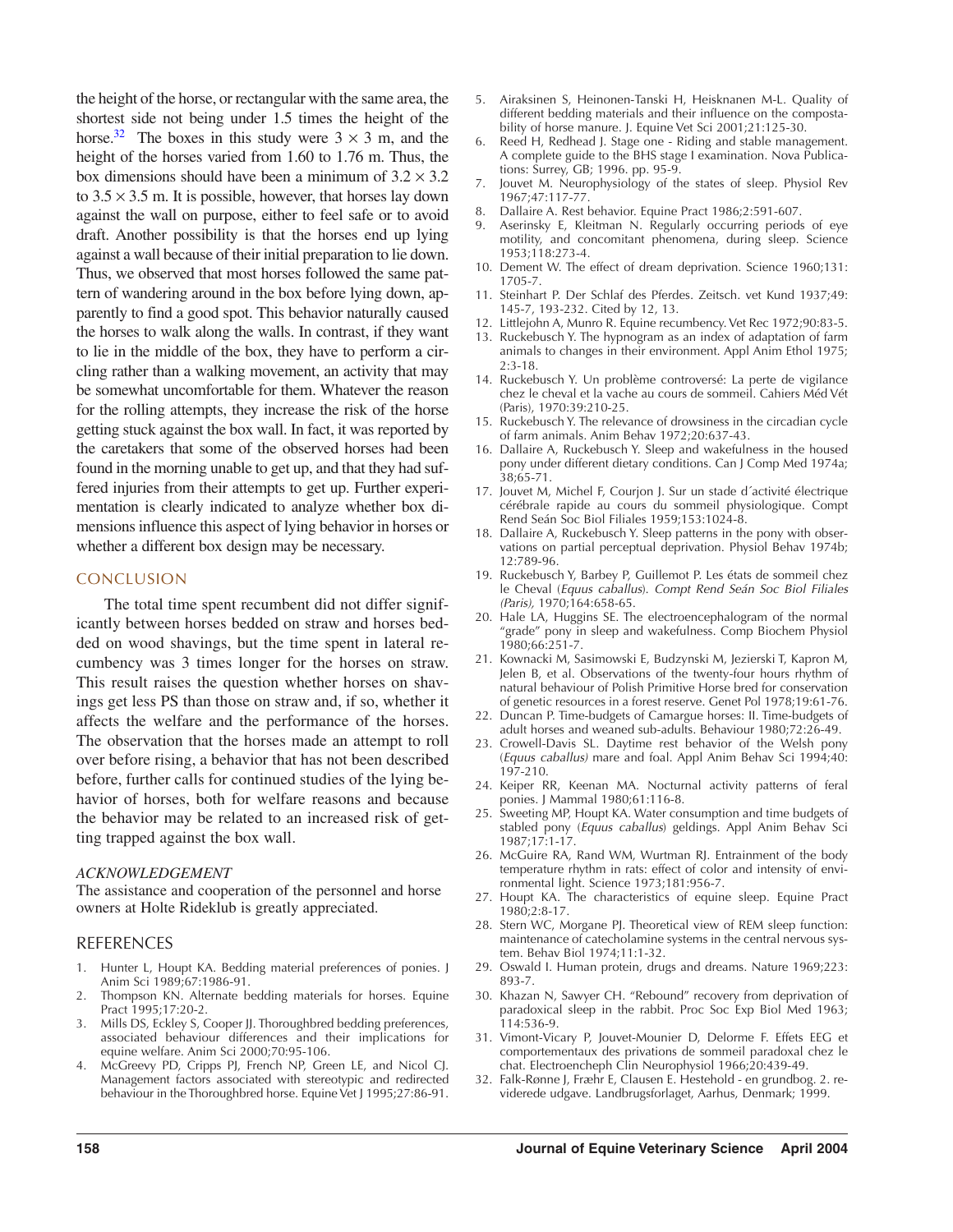the height of the horse, or rectangular with the same area, the shortest side not being under 1.5 times the height of the horse.[32] The boxes in this study were $3 \times 3$ m, and the height of the horses varied from 1.60 to 1.76 m. Thus, the box dimensions should have been a minimum of $3.2 \times 3.2$ to $3.5 \times 3.5$ m. It is possible, however, that horses lay down against the wall on purpose, either to feel safe or to avoid draft. Another possibility is that the horses end up lying against a wall because of their initial preparation to lie down. Thus, we observed that most horses followed the same pattern of wandering around in the box before lying down, apparently to find a good spot. This behavior naturally caused the horses to walk along the walls. In contrast, if they want to lie in the middle of the box, they have to perform a circling rather than a walking movement, an activity that may be somewhat uncomfortable for them. Whatever the reason for the rolling attempts, they increase the risk of the horse getting stuck against the box wall. In fact, it was reported by the caretakers that some of the observed horses had been found in the morning unable to get up, and that they had suffered injuries from their attempts to get up. Further experimentation is clearly indicated to analyze whether box dimensions influence this aspect of lying behavior in horses or whether a different box design may be necessary.

## CONCLUSION

The total time spent recumbent did not differ significantly between horses bedded on straw and horses bedded on wood shavings, but the time spent in lateral recumbency was 3 times longer for the horses on straw. This result raises the question whether horses on shavings get less PS than those on straw and, if so, whether it affects the welfare and the performance of the horses. The observation that the horses made an attempt to roll over before rising, a behavior that has not been described before, further calls for continued studies of the lying behavior of horses, both for welfare reasons and because the behavior may be related to an increased risk of getting trapped against the box wall.

### *ACKNOWLEDGEMENT*

The assistance and cooperation of the personnel and horse owners at Holte Rideklub is greatly appreciated.

## REFERENCES

1. Hunter L, Houpt KA. Bedding material preferences of ponies. J Anim Sci 1989;67:1986-91.
2. Thompson KN. Alternate bedding materials for horses. Equine Pract 1995;17:20-2.
3. Mills DS, Eckley S, Cooper JJ. Thoroughbred bedding preferences, associated behaviour differences and their implications for equine welfare. Anim Sci 2000;70:95-106.
4. McGreevy PD, Cripps PJ, French NP, Green LE, and Nicol CJ. Management factors associated with stereotypic and redirected behaviour in the Thoroughbred horse. Equine Vet J 1995;27:86-91.
5. Airaksinen S, Heinonen-Tanski H, Heisknanen M-L. Quality of different bedding materials and their influence on the compostability of horse manure. J. Equine Vet Sci 2001;21:125-30.
6. Reed H, Redhead J. Stage one - Riding and stable management. A complete guide to the BHS stage I examination. Nova Publications: Surrey, GB; 1996. pp. 95-9.
7. Jouvet M. Neurophysiology of the states of sleep. Physiol Rev 1967;47:117-77.
8. Dallaire A. Rest behavior. Equine Pract 1986;2:591-607.
9. Aserinsky E, Kleitman N. Regularly occurring periods of eye motility, and concomitant phenomena, during sleep. Science 1953;118:273-4.
10. Dement W. The effect of dream deprivation. Science 1960;131: 1705-7.
11. Steinhart P. Der Schlaf des Pferdes. Zeitsch. vet Kund 1937;49: 145-7, 193-232. Cited by 12, 13.
12. Littlejohn A, Munro R. Equine recumbency. Vet Rec 1972;90:83-5.
13. Ruckebusch Y. The hypnogram as an index of adaptation of farm animals to changes in their environment. Appl Anim Ethol 1975; 2:3-18.
14. Ruckebusch Y. Un problème controversé: La perte de vigilance chez le cheval et la vache au cours de sommeil. Cahiers Méd Vét (Paris), 1970:39:210-25.
15. Ruckebusch Y. The relevance of drowsiness in the circadian cycle of farm animals. Anim Behav 1972;20:637-43.
16. Dallaire A, Ruckebusch Y. Sleep and wakefulness in the housed pony under different dietary conditions. Can J Comp Med 1974a; 38;65-71.
17. Jouvet M, Michel F, Courjon J. Sur un stade d´activité électrique cérébrale rapide au cours du sommeil physiologique. Compt Rend Seán Soc Biol Filiales 1959;153:1024-8.
18. Dallaire A, Ruckebusch Y. Sleep patterns in the pony with observations on partial perceptual deprivation. Physiol Behav 1974b; 12:789-96.
19. Ruckebusch Y, Barbey P, Guillemot P. Les états de sommeil chez le Cheval (*Equus caballus*). *Compt Rend Seán Soc Biol Filiales (Paris),* 1970;164:658-65.
20. Hale LA, Huggins SE. The electroencephalogram of the normal "grade" pony in sleep and wakefulness. Comp Biochem Physiol 1980;66:251-7.
21. Kownacki M, Sasimowski E, Budzynski M, Jezierski T, Kapron M, Jelen B, et al. Observations of the twenty-four hours rhythm of natural behaviour of Polish Primitive Horse bred for conservation of genetic resources in a forest reserve. Genet Pol 1978;19:61-76.
22. Duncan P. Time-budgets of Camargue horses: II. Time-budgets of adult horses and weaned sub-adults. Behaviour 1980;72:26-49.
23. Crowell-Davis SL. Daytime rest behavior of the Welsh pony (*Equus caballus)* mare and foal. Appl Anim Behav Sci 1994;40: 197-210.
24. Keiper RR, Keenan MA. Nocturnal activity patterns of feral ponies. J Mammal 1980;61:116-8.
25. Sweeting MP, Houpt KA. Water consumption and time budgets of stabled pony (*Equus caballus*) geldings. Appl Anim Behav Sci 1987;17:1-17.
26. McGuire RA, Rand WM, Wurtman RJ. Entrainment of the body temperature rhythm in rats: effect of color and intensity of environmental light. Science 1973;181:956-7.
27. Houpt KA. The characteristics of equine sleep. Equine Pract 1980;2:8-17.
28. Stern WC, Morgane PJ. Theoretical view of REM sleep function: maintenance of catecholamine systems in the central nervous system. Behav Biol 1974;11:1-32.
29. Oswald I. Human protein, drugs and dreams. Nature 1969;223: 893-7.
30. Khazan N, Sawyer CH. "Rebound" recovery from deprivation of paradoxical sleep in the rabbit. Proc Soc Exp Biol Med 1963; 114:536-9.
31. Vimont-Vicary P, Jouvet-Mounier D, Delorme F. Effets EEG et comportementaux des privations de sommeil paradoxal chez le chat. Electroencheph Clin Neurophysiol 1966;20:439-49.
32. Falk-Rønne J, Fræhr E, Clausen E. Hestehold - en grundbog. 2. reviderede udgave. Landbrugsforlaget, Aarhus, Denmark; 1999.